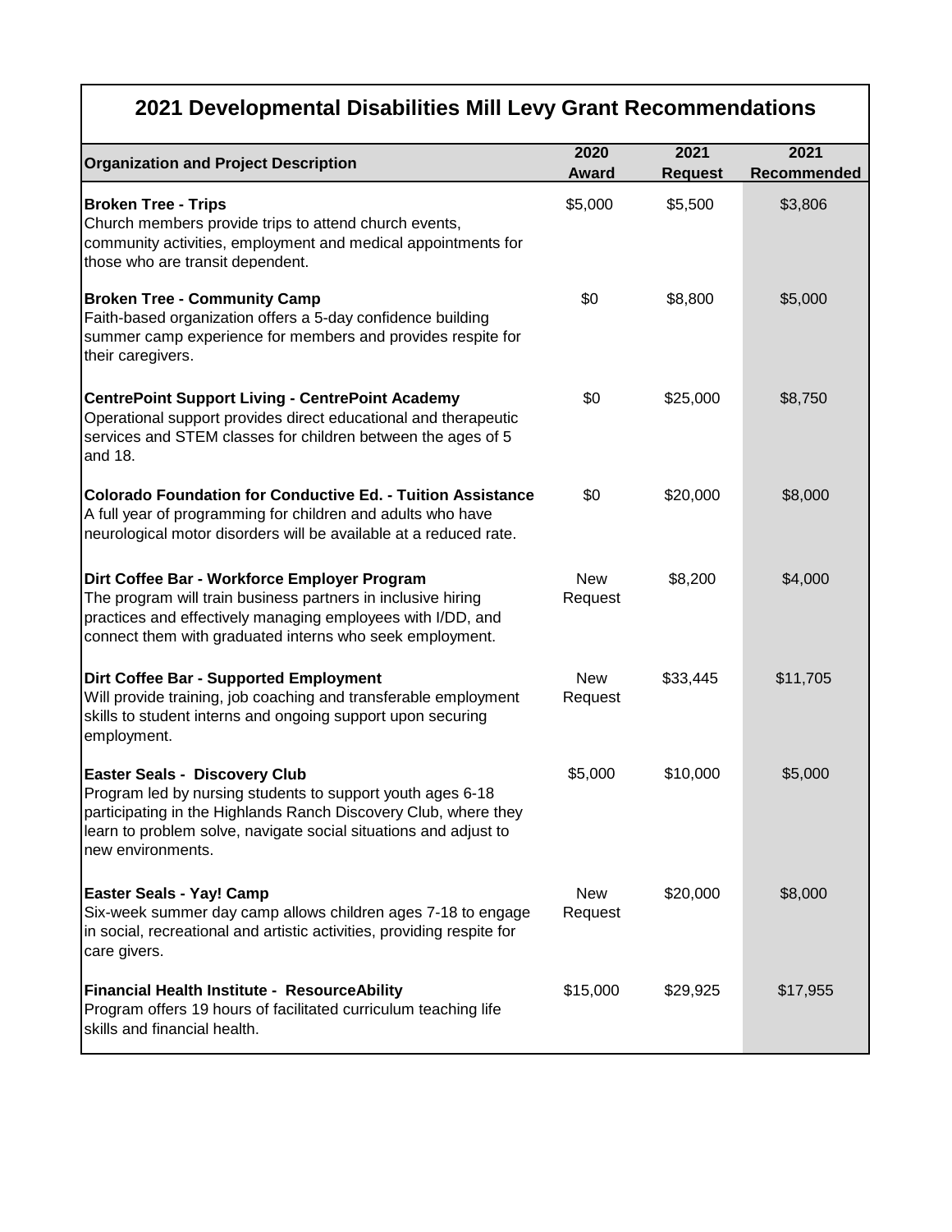# 2021 Developmental Disabilities Mill Levy Grant Recommendations

| Organization and Project Description | 2020 Award | 2021 Request | 2021 Recommended |
|---|---|---|---|
| **Broken Tree - Trips**<br>Church members provide trips to attend church events, community activities, employment and medical appointments for those who are transit dependent. | $5,000 | $5,500 | $3,806 |
| **Broken Tree - Community Camp**<br>Faith-based organization offers a 5-day confidence building summer camp experience for members and provides respite for their caregivers. | $0 | $8,800 | $5,000 |
| **CentrePoint Support Living - CentrePoint Academy**<br>Operational support provides direct educational and therapeutic services and STEM classes for children between the ages of 5 and 18. | $0 | $25,000 | $8,750 |
| **Colorado Foundation for Conductive Ed. - Tuition Assistance**<br>A full year of programming for children and adults who have neurological motor disorders will be available at a reduced rate. | $0 | $20,000 | $8,000 |
| **Dirt Coffee Bar - Workforce Employer Program**<br>The program will train business partners in inclusive hiring practices and effectively managing employees with I/DD, and connect them with graduated interns who seek employment. | New Request | $8,200 | $4,000 |
| **Dirt Coffee Bar - Supported Employment**<br>Will provide training, job coaching and transferable employment skills to student interns and ongoing support upon securing employment. | New Request | $33,445 | $11,705 |
| **Easter Seals - Discovery Club**<br>Program led by nursing students to support youth ages 6-18 participating in the Highlands Ranch Discovery Club, where they learn to problem solve, navigate social situations and adjust to new environments. | $5,000 | $10,000 | $5,000 |
| **Easter Seals - Yay! Camp**<br>Six-week summer day camp allows children ages 7-18 to engage in social, recreational and artistic activities, providing respite for care givers. | New Request | $20,000 | $8,000 |
| **Financial Health Institute - ResourceAbility**<br>Program offers 19 hours of facilitated curriculum teaching life skills and financial health. | $15,000 | $29,925 | $17,955 |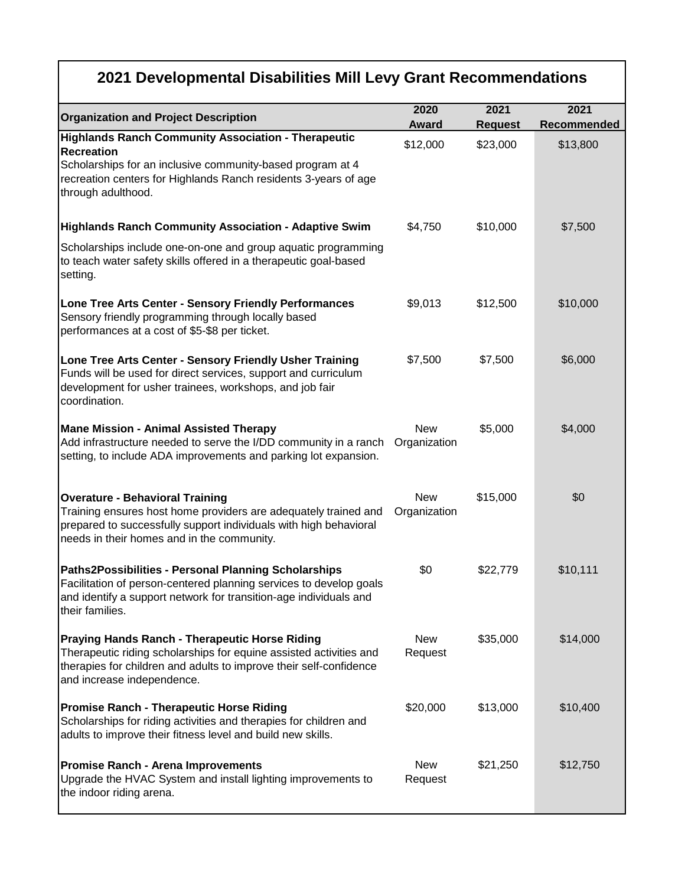# 2021 Developmental Disabilities Mill Levy Grant Recommendations

| Organization and Project Description | 2020 Award | 2021 Request | 2021 Recommended |
|---|---|---|---|
| **Highlands Ranch Community Association - Therapeutic Recreation**<br>Scholarships for an inclusive community-based program at 4 recreation centers for Highlands Ranch residents 3-years of age through adulthood. | $12,000 | $23,000 | $13,800 |
| **Highlands Ranch Community Association - Adaptive Swim**<br>Scholarships include one-on-one and group aquatic programming to teach water safety skills offered in a therapeutic goal-based setting. | $4,750 | $10,000 | $7,500 |
| **Lone Tree Arts Center - Sensory Friendly Performances**<br>Sensory friendly programming through locally based performances at a cost of $5-$8 per ticket. | $9,013 | $12,500 | $10,000 |
| **Lone Tree Arts Center - Sensory Friendly Usher Training**<br>Funds will be used for direct services, support and curriculum development for usher trainees, workshops, and job fair coordination. | $7,500 | $7,500 | $6,000 |
| **Mane Mission - Animal Assisted Therapy**<br>Add infrastructure needed to serve the I/DD community in a ranch setting, to include ADA improvements and parking lot expansion. | New Organization | $5,000 | $4,000 |
| **Overature - Behavioral Training**<br>Training ensures host home providers are adequately trained and prepared to successfully support individuals with high behavioral needs in their homes and in the community. | New Organization | $15,000 | $0 |
| **Paths2Possibilities - Personal Planning Scholarships**<br>Facilitation of person-centered planning services to develop goals and identify a support network for transition-age individuals and their families. | $0 | $22,779 | $10,111 |
| **Praying Hands Ranch - Therapeutic Horse Riding**<br>Therapeutic riding scholarships for equine assisted activities and therapies for children and adults to improve their self-confidence and increase independence. | New Request | $35,000 | $14,000 |
| **Promise Ranch - Therapeutic Horse Riding**<br>Scholarships for riding activities and therapies for children and adults to improve their fitness level and build new skills. | $20,000 | $13,000 | $10,400 |
| **Promise Ranch - Arena Improvements**<br>Upgrade the HVAC System and install lighting improvements to the indoor riding arena. | New Request | $21,250 | $12,750 |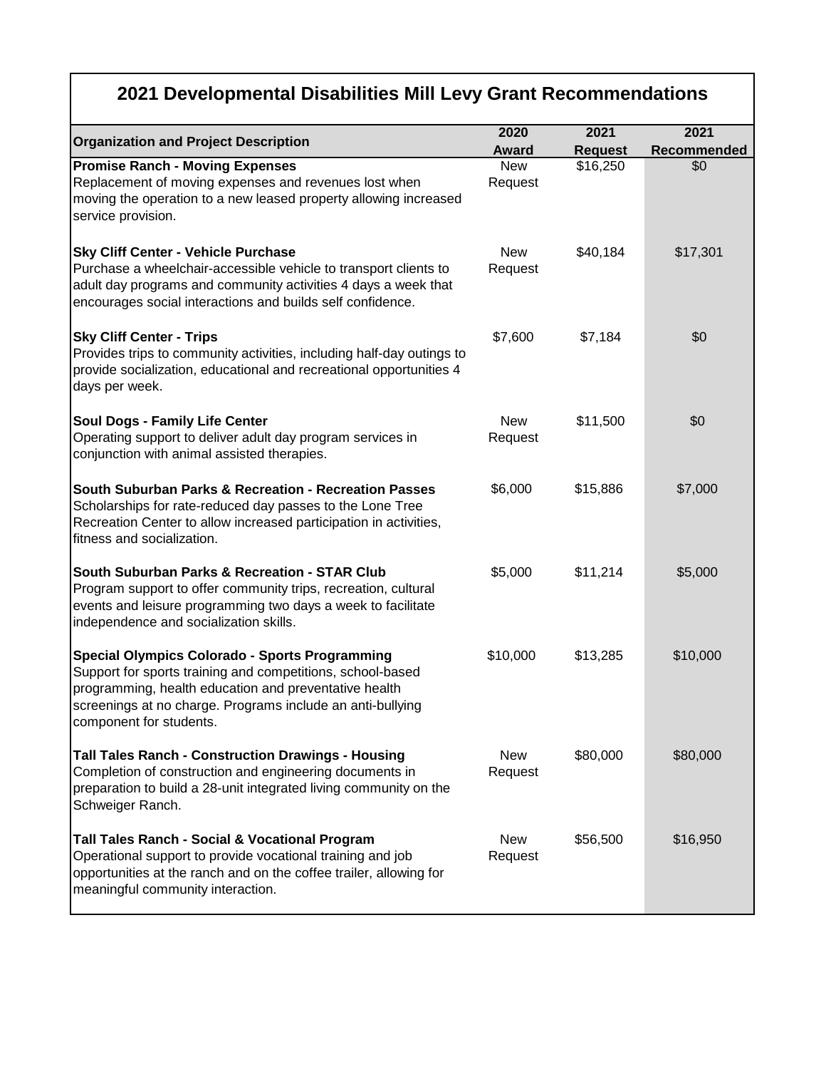# 2021 Developmental Disabilities Mill Levy Grant Recommendations

| Organization and Project Description | 2020 Award | 2021 Request | 2021 Recommended |
|---|---|---|---|
| **Promise Ranch - Moving Expenses** Replacement of moving expenses and revenues lost when moving the operation to a new leased property allowing increased service provision. | New Request | $16,250 | $0 |
| **Sky Cliff Center - Vehicle Purchase** Purchase a wheelchair-accessible vehicle to transport clients to adult day programs and community activities 4 days a week that encourages social interactions and builds self confidence. | New Request | $40,184 | $17,301 |
| **Sky Cliff Center - Trips** Provides trips to community activities, including half-day outings to provide socialization, educational and recreational opportunities 4 days per week. | $7,600 | $7,184 | $0 |
| **Soul Dogs - Family Life Center** Operating support to deliver adult day program services in conjunction with animal assisted therapies. | New Request | $11,500 | $0 |
| **South Suburban Parks & Recreation - Recreation Passes** Scholarships for rate-reduced day passes to the Lone Tree Recreation Center to allow increased participation in activities, fitness and socialization. | $6,000 | $15,886 | $7,000 |
| **South Suburban Parks & Recreation - STAR Club** Program support to offer community trips, recreation, cultural events and leisure programming two days a week to facilitate independence and socialization skills. | $5,000 | $11,214 | $5,000 |
| **Special Olympics Colorado - Sports Programming** Support for sports training and competitions, school-based programming, health education and preventative health screenings at no charge. Programs include an anti-bullying component for students. | $10,000 | $13,285 | $10,000 |
| **Tall Tales Ranch - Construction Drawings - Housing** Completion of construction and engineering documents in preparation to build a 28-unit integrated living community on the Schweiger Ranch. | New Request | $80,000 | $80,000 |
| **Tall Tales Ranch - Social & Vocational Program** Operational support to provide vocational training and job opportunities at the ranch and on the coffee trailer, allowing for meaningful community interaction. | New Request | $56,500 | $16,950 |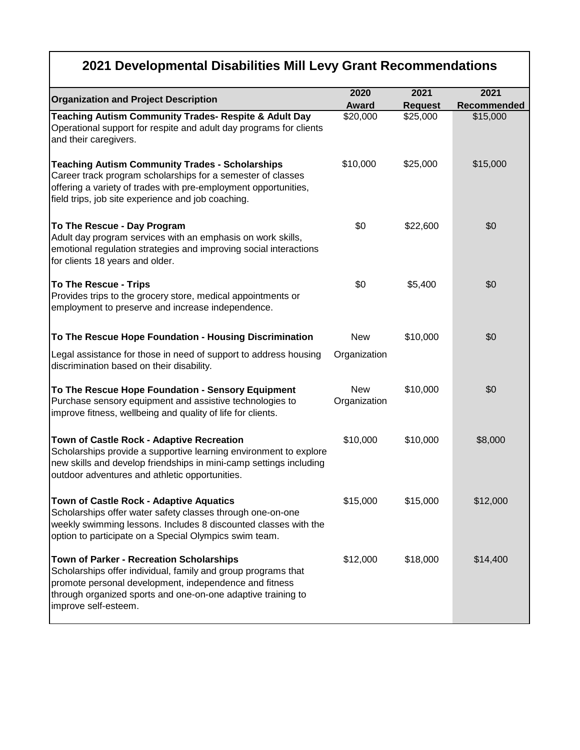# 2021 Developmental Disabilities Mill Levy Grant Recommendations

| Organization and Project Description | 2020 Award | 2021 Request | 2021 Recommended |
|---|---|---|---|
| **Teaching Autism Community Trades- Respite & Adult Day** Operational support for respite and adult day programs for clients and their caregivers. | $20,000 | $25,000 | $15,000 |
| **Teaching Autism Community Trades - Scholarships** Career track program scholarships for a semester of classes offering a variety of trades with pre-employment opportunities, field trips, job site experience and job coaching. | $10,000 | $25,000 | $15,000 |
| **To The Rescue - Day Program** Adult day program services with an emphasis on work skills, emotional regulation strategies and improving social interactions for clients 18 years and older. | $0 | $22,600 | $0 |
| **To The Rescue - Trips** Provides trips to the grocery store, medical appointments or employment to preserve and increase independence. | $0 | $5,400 | $0 |
| **To The Rescue Hope Foundation - Housing Discrimination** Legal assistance for those in need of support to address housing discrimination based on their disability. | New Organization | $10,000 | $0 |
| **To The Rescue Hope Foundation - Sensory Equipment** Purchase sensory equipment and assistive technologies to improve fitness, wellbeing and quality of life for clients. | New Organization | $10,000 | $0 |
| **Town of Castle Rock - Adaptive Recreation** Scholarships provide a supportive learning environment to explore new skills and develop friendships in mini-camp settings including outdoor adventures and athletic opportunities. | $10,000 | $10,000 | $8,000 |
| **Town of Castle Rock - Adaptive Aquatics** Scholarships offer water safety classes through one-on-one weekly swimming lessons. Includes 8 discounted classes with the option to participate on a Special Olympics swim team. | $15,000 | $15,000 | $12,000 |
| **Town of Parker - Recreation Scholarships** Scholarships offer individual, family and group programs that promote personal development, independence and fitness through organized sports and one-on-one adaptive training to improve self-esteem. | $12,000 | $18,000 | $14,400 |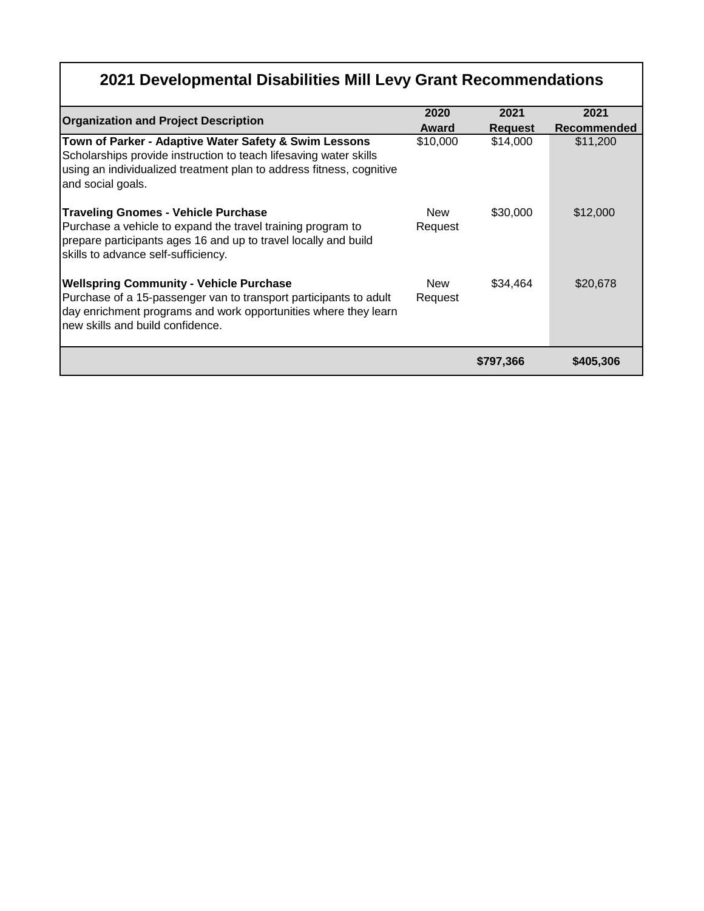## 2021 Developmental Disabilities Mill Levy Grant Recommendations

| Organization and Project Description | 2020 Award | 2021 Request | 2021 Recommended |
|---|---|---|---|
| **Town of Parker - Adaptive Water Safety & Swim Lessons**<br>Scholarships provide instruction to teach lifesaving water skills using an individualized treatment plan to address fitness, cognitive and social goals. | $10,000 | $14,000 | $11,200 |
| **Traveling Gnomes - Vehicle Purchase**<br>Purchase a vehicle to expand the travel training program to prepare participants ages 16 and up to travel locally and build skills to advance self-sufficiency. | New Request | $30,000 | $12,000 |
| **Wellspring Community - Vehicle Purchase**<br>Purchase of a 15-passenger van to transport participants to adult day enrichment programs and work opportunities where they learn new skills and build confidence. | New Request | $34,464 | $20,678 |
| | | **$797,366** | **$405,306** |